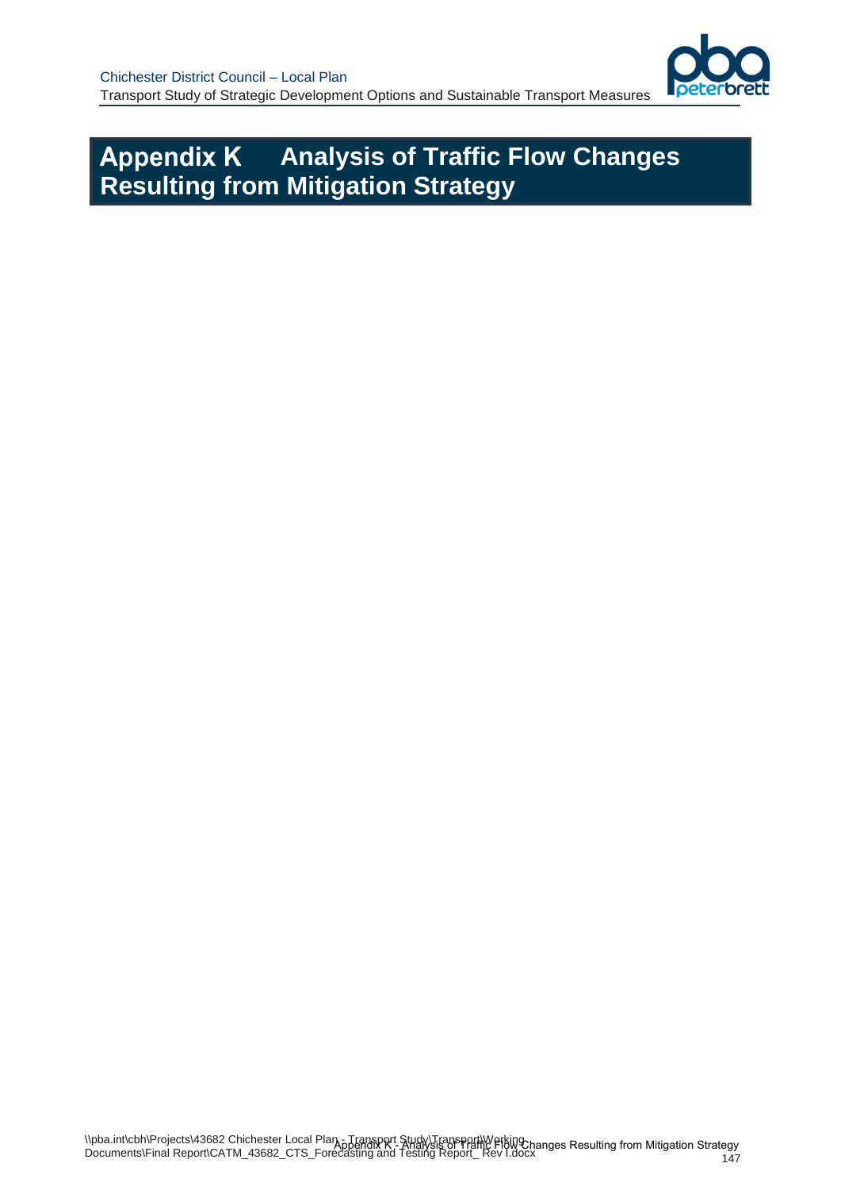# Appendix K Analysis of Traffic Flow Changes Resulting from Mitigation Strategy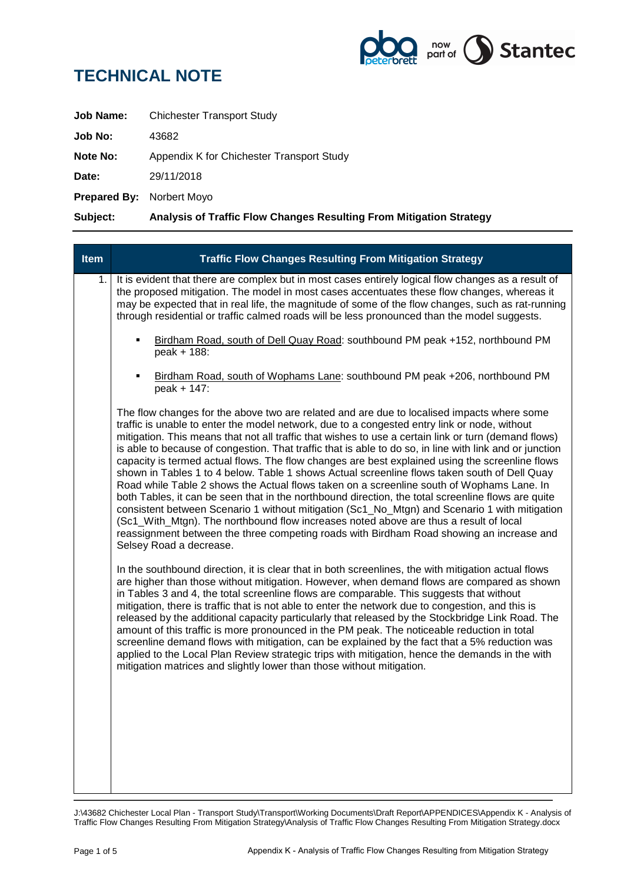# TECHNICAL NOTE

**Job Name:** Chichester Transport Study

**Job No:** 43682

**Note No:** Appendix K for Chichester Transport Study

**Date:** 29/11/2018

**Prepared By:** Norbert Moyo

**Subject:** **Analysis of Traffic Flow Changes Resulting From Mitigation Strategy**

| Item | Traffic Flow Changes Resulting From Mitigation Strategy |
|---|---|
| 1. | It is evident that there are complex but in most cases entirely logical flow changes as a result of the proposed mitigation. The model in most cases accentuates these flow changes, whereas it may be expected that in real life, the magnitude of some of the flow changes, such as rat-running through residential or traffic calmed roads will be less pronounced than the model suggests. |

- Birdham Road, south of Dell Quay Road: southbound PM peak +152, northbound PM peak + 188:
- Birdham Road, south of Wophams Lane: southbound PM peak +206, northbound PM peak + 147:

The flow changes for the above two are related and are due to localised impacts where some traffic is unable to enter the model network, due to a congested entry link or node, without mitigation. This means that not all traffic that wishes to use a certain link or turn (demand flows) is able to because of congestion. That traffic that is able to do so, in line with link and or junction capacity is termed actual flows. The flow changes are best explained using the screenline flows shown in Tables 1 to 4 below. Table 1 shows Actual screenline flows taken south of Dell Quay Road while Table 2 shows the Actual flows taken on a screenline south of Wophams Lane. In both Tables, it can be seen that in the northbound direction, the total screenline flows are quite consistent between Scenario 1 without mitigation (Sc1_No_Mtgn) and Scenario 1 with mitigation (Sc1_With_Mtgn). The northbound flow increases noted above are thus a result of local reassignment between the three competing roads with Birdham Road showing an increase and Selsey Road a decrease.

In the southbound direction, it is clear that in both screenlines, the with mitigation actual flows are higher than those without mitigation. However, when demand flows are compared as shown in Tables 3 and 4, the total screenline flows are comparable. This suggests that without mitigation, there is traffic that is not able to enter the network due to congestion, and this is released by the additional capacity particularly that released by the Stockbridge Link Road. The amount of this traffic is more pronounced in the PM peak. The noticeable reduction in total screenline demand flows with mitigation, can be explained by the fact that a 5% reduction was applied to the Local Plan Review strategic trips with mitigation, hence the demands in the with mitigation matrices and slightly lower than those without mitigation.

J:\43682 Chichester Local Plan - Transport Study\Transport\Working Documents\Draft Report\APPENDICES\Appendix K - Analysis of Traffic Flow Changes Resulting From Mitigation Strategy\Analysis of Traffic Flow Changes Resulting From Mitigation Strategy.docx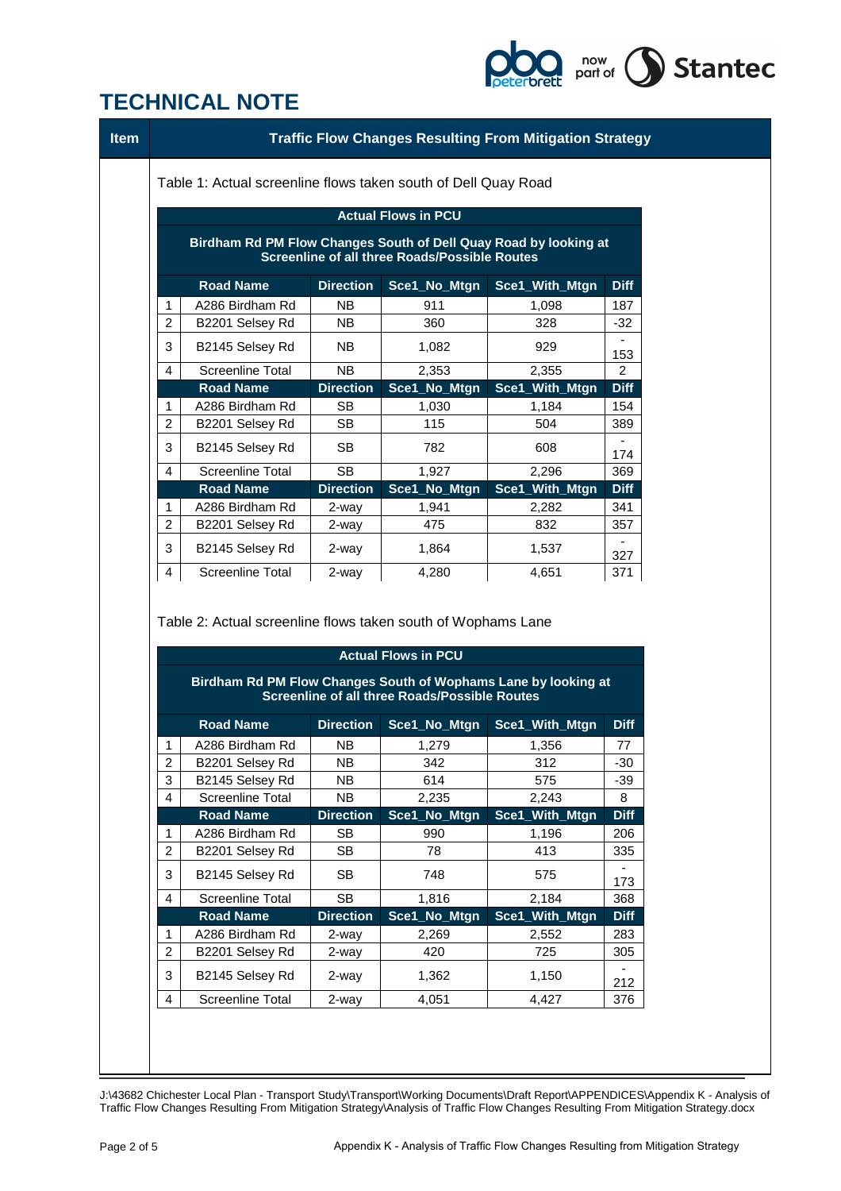# TECHNICAL NOTE

| Item | Traffic Flow Changes Resulting From Mitigation Strategy |
|---|---|

Table 1: Actual screenline flows taken south of Dell Quay Road

| Actual Flows in PCU | | | | | |
|---|---|---|---|---|---|
| **Birdham Rd PM Flow Changes South of Dell Quay Road by looking at Screenline of all three Roads/Possible Routes** | | | | | |
| | **Road Name** | **Direction** | **Sce1_No_Mtgn** | **Sce1_With_Mtgn** | **Diff** |
| 1 | A286 Birdham Rd | NB | 911 | 1,098 | 187 |
| 2 | B2201 Selsey Rd | NB | 360 | 328 | -32 |
| 3 | B2145 Selsey Rd | NB | 1,082 | 929 | -153 |
| 4 | Screenline Total | NB | 2,353 | 2,355 | 2 |
| | **Road Name** | **Direction** | **Sce1_No_Mtgn** | **Sce1_With_Mtgn** | **Diff** |
| 1 | A286 Birdham Rd | SB | 1,030 | 1,184 | 154 |
| 2 | B2201 Selsey Rd | SB | 115 | 504 | 389 |
| 3 | B2145 Selsey Rd | SB | 782 | 608 | -174 |
| 4 | Screenline Total | SB | 1,927 | 2,296 | 369 |
| | **Road Name** | **Direction** | **Sce1_No_Mtgn** | **Sce1_With_Mtgn** | **Diff** |
| 1 | A286 Birdham Rd | 2-way | 1,941 | 2,282 | 341 |
| 2 | B2201 Selsey Rd | 2-way | 475 | 832 | 357 |
| 3 | B2145 Selsey Rd | 2-way | 1,864 | 1,537 | -327 |
| 4 | Screenline Total | 2-way | 4,280 | 4,651 | 371 |

Table 2: Actual screenline flows taken south of Wophams Lane

| Actual Flows in PCU | | | | | |
|---|---|---|---|---|---|
| **Birdham Rd PM Flow Changes South of Wophams Lane by looking at Screenline of all three Roads/Possible Routes** | | | | | |
| | **Road Name** | **Direction** | **Sce1_No_Mtgn** | **Sce1_With_Mtgn** | **Diff** |
| 1 | A286 Birdham Rd | NB | 1,279 | 1,356 | 77 |
| 2 | B2201 Selsey Rd | NB | 342 | 312 | -30 |
| 3 | B2145 Selsey Rd | NB | 614 | 575 | -39 |
| 4 | Screenline Total | NB | 2,235 | 2,243 | 8 |
| | **Road Name** | **Direction** | **Sce1_No_Mtgn** | **Sce1_With_Mtgn** | **Diff** |
| 1 | A286 Birdham Rd | SB | 990 | 1,196 | 206 |
| 2 | B2201 Selsey Rd | SB | 78 | 413 | 335 |
| 3 | B2145 Selsey Rd | SB | 748 | 575 | -173 |
| 4 | Screenline Total | SB | 1,816 | 2,184 | 368 |
| | **Road Name** | **Direction** | **Sce1_No_Mtgn** | **Sce1_With_Mtgn** | **Diff** |
| 1 | A286 Birdham Rd | 2-way | 2,269 | 2,552 | 283 |
| 2 | B2201 Selsey Rd | 2-way | 420 | 725 | 305 |
| 3 | B2145 Selsey Rd | 2-way | 1,362 | 1,150 | -212 |
| 4 | Screenline Total | 2-way | 4,051 | 4,427 | 376 |

J:\43682 Chichester Local Plan - Transport Study\Transport\Working Documents\Draft Report\APPENDICES\Appendix K - Analysis of Traffic Flow Changes Resulting From Mitigation Strategy\Analysis of Traffic Flow Changes Resulting From Mitigation Strategy.docx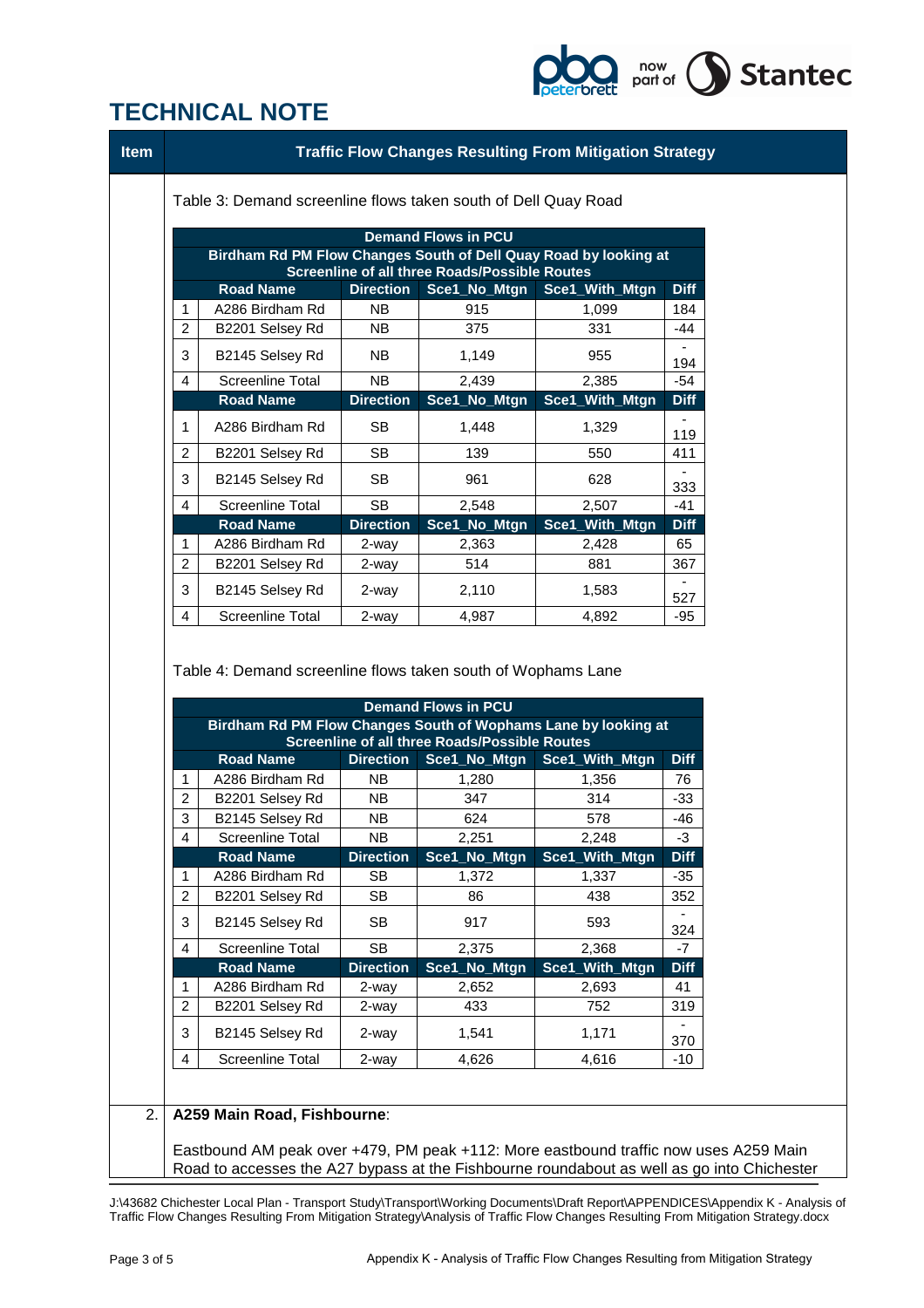# TECHNICAL NOTE

| Item | Traffic Flow Changes Resulting From Mitigation Strategy |
|---|---|

Table 3: Demand screenline flows taken south of Dell Quay Road

| Demand Flows in PCU | | | | | |
|---|---|---|---|---|---|
| Birdham Rd PM Flow Changes South of Dell Quay Road by looking at Screenline of all three Roads/Possible Routes | | | | | |
| | Road Name | Direction | Sce1_No_Mtgn | Sce1_With_Mtgn | Diff |
| 1 | A286 Birdham Rd | NB | 915 | 1,099 | 184 |
| 2 | B2201 Selsey Rd | NB | 375 | 331 | -44 |
| 3 | B2145 Selsey Rd | NB | 1,149 | 955 | -194 |
| 4 | Screenline Total | NB | 2,439 | 2,385 | -54 |
| | Road Name | Direction | Sce1_No_Mtgn | Sce1_With_Mtgn | Diff |
| 1 | A286 Birdham Rd | SB | 1,448 | 1,329 | -119 |
| 2 | B2201 Selsey Rd | SB | 139 | 550 | 411 |
| 3 | B2145 Selsey Rd | SB | 961 | 628 | -333 |
| 4 | Screenline Total | SB | 2,548 | 2,507 | -41 |
| | Road Name | Direction | Sce1_No_Mtgn | Sce1_With_Mtgn | Diff |
| 1 | A286 Birdham Rd | 2-way | 2,363 | 2,428 | 65 |
| 2 | B2201 Selsey Rd | 2-way | 514 | 881 | 367 |
| 3 | B2145 Selsey Rd | 2-way | 2,110 | 1,583 | -527 |
| 4 | Screenline Total | 2-way | 4,987 | 4,892 | -95 |

Table 4: Demand screenline flows taken south of Wophams Lane

| Demand Flows in PCU | | | | | |
|---|---|---|---|---|---|
| Birdham Rd PM Flow Changes South of Wophams Lane by looking at Screenline of all three Roads/Possible Routes | | | | | |
| | Road Name | Direction | Sce1_No_Mtgn | Sce1_With_Mtgn | Diff |
| 1 | A286 Birdham Rd | NB | 1,280 | 1,356 | 76 |
| 2 | B2201 Selsey Rd | NB | 347 | 314 | -33 |
| 3 | B2145 Selsey Rd | NB | 624 | 578 | -46 |
| 4 | Screenline Total | NB | 2,251 | 2,248 | -3 |
| | Road Name | Direction | Sce1_No_Mtgn | Sce1_With_Mtgn | Diff |
| 1 | A286 Birdham Rd | SB | 1,372 | 1,337 | -35 |
| 2 | B2201 Selsey Rd | SB | 86 | 438 | 352 |
| 3 | B2145 Selsey Rd | SB | 917 | 593 | -324 |
| 4 | Screenline Total | SB | 2,375 | 2,368 | -7 |
| | Road Name | Direction | Sce1_No_Mtgn | Sce1_With_Mtgn | Diff |
| 1 | A286 Birdham Rd | 2-way | 2,652 | 2,693 | 41 |
| 2 | B2201 Selsey Rd | 2-way | 433 | 752 | 319 |
| 3 | B2145 Selsey Rd | 2-way | 1,541 | 1,171 | -370 |
| 4 | Screenline Total | 2-way | 4,626 | 4,616 | -10 |

2. **A259 Main Road, Fishbourne**:

Eastbound AM peak over +479, PM peak +112: More eastbound traffic now uses A259 Main Road to accesses the A27 bypass at the Fishbourne roundabout as well as go into Chichester

J:\43682 Chichester Local Plan - Transport Study\Transport\Working Documents\Draft Report\APPENDICES\Appendix K - Analysis of Traffic Flow Changes Resulting From Mitigation Strategy\Analysis of Traffic Flow Changes Resulting From Mitigation Strategy.docx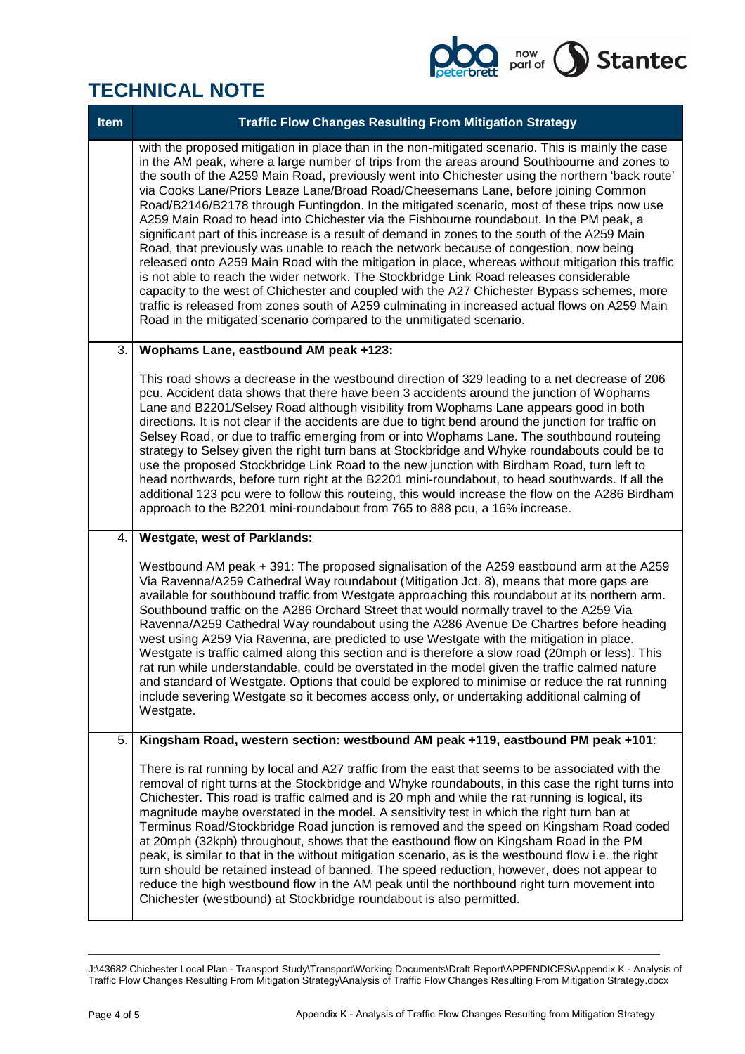# TECHNICAL NOTE

| Item | Traffic Flow Changes Resulting From Mitigation Strategy |
|---|---|
| | with the proposed mitigation in place than in the non-mitigated scenario. This is mainly the case in the AM peak, where a large number of trips from the areas around Southbourne and zones to the south of the A259 Main Road, previously went into Chichester using the northern 'back route' via Cooks Lane/Priors Leaze Lane/Broad Road/Cheesemans Lane, before joining Common Road/B2146/B2178 through Funtingdon. In the mitigated scenario, most of these trips now use A259 Main Road to head into Chichester via the Fishbourne roundabout. In the PM peak, a significant part of this increase is a result of demand in zones to the south of the A259 Main Road, that previously was unable to reach the network because of congestion, now being released onto A259 Main Road with the mitigation in place, whereas without mitigation this traffic is not able to reach the wider network. The Stockbridge Link Road releases considerable capacity to the west of Chichester and coupled with the A27 Chichester Bypass schemes, more traffic is released from zones south of A259 culminating in increased actual flows on A259 Main Road in the mitigated scenario compared to the unmitigated scenario. |
| 3. | **Wophams Lane, eastbound AM peak +123:**<br><br>This road shows a decrease in the westbound direction of 329 leading to a net decrease of 206 pcu. Accident data shows that there have been 3 accidents around the junction of Wophams Lane and B2201/Selsey Road although visibility from Wophams Lane appears good in both directions. It is not clear if the accidents are due to tight bend around the junction for traffic on Selsey Road, or due to traffic emerging from or into Wophams Lane. The southbound routeing strategy to Selsey given the right turn bans at Stockbridge and Whyke roundabouts could be to use the proposed Stockbridge Link Road to the new junction with Birdham Road, turn left to head northwards, before turn right at the B2201 mini-roundabout, to head southwards. If all the additional 123 pcu were to follow this routeing, this would increase the flow on the A286 Birdham approach to the B2201 mini-roundabout from 765 to 888 pcu, a 16% increase. |
| 4. | **Westgate, west of Parklands:**<br><br>Westbound AM peak + 391: The proposed signalisation of the A259 eastbound arm at the A259 Via Ravenna/A259 Cathedral Way roundabout (Mitigation Jct. 8), means that more gaps are available for southbound traffic from Westgate approaching this roundabout at its northern arm. Southbound traffic on the A286 Orchard Street that would normally travel to the A259 Via Ravenna/A259 Cathedral Way roundabout using the A286 Avenue De Chartres before heading west using A259 Via Ravenna, are predicted to use Westgate with the mitigation in place. Westgate is traffic calmed along this section and is therefore a slow road (20mph or less). This rat run while understandable, could be overstated in the model given the traffic calmed nature and standard of Westgate. Options that could be explored to minimise or reduce the rat running include severing Westgate so it becomes access only, or undertaking additional calming of Westgate. |
| 5. | **Kingsham Road, western section: westbound AM peak +119, eastbound PM peak +101**:<br><br>There is rat running by local and A27 traffic from the east that seems to be associated with the removal of right turns at the Stockbridge and Whyke roundabouts, in this case the right turns into Chichester. This road is traffic calmed and is 20 mph and while the rat running is logical, its magnitude maybe overstated in the model. A sensitivity test in which the right turn ban at Terminus Road/Stockbridge Road junction is removed and the speed on Kingsham Road coded at 20mph (32kph) throughout, shows that the eastbound flow on Kingsham Road in the PM peak, is similar to that in the without mitigation scenario, as is the westbound flow i.e. the right turn should be retained instead of banned. The speed reduction, however, does not appear to reduce the high westbound flow in the AM peak until the northbound right turn movement into Chichester (westbound) at Stockbridge roundabout is also permitted. |

J:\43682 Chichester Local Plan - Transport Study\Transport\Working Documents\Draft Report\APPENDICES\Appendix K - Analysis of Traffic Flow Changes Resulting From Mitigation Strategy\Analysis of Traffic Flow Changes Resulting From Mitigation Strategy.docx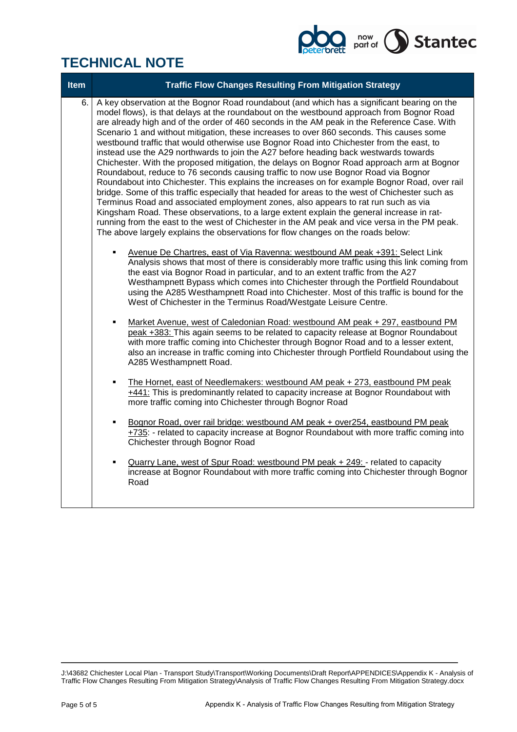# TECHNICAL NOTE

| Item | Traffic Flow Changes Resulting From Mitigation Strategy |
|---|---|
| 6. | A key observation at the Bognor Road roundabout (and which has a significant bearing on the model flows), is that delays at the roundabout on the westbound approach from Bognor Road are already high and of the order of 460 seconds in the AM peak in the Reference Case. With Scenario 1 and without mitigation, these increases to over 860 seconds. This causes some westbound traffic that would otherwise use Bognor Road into Chichester from the east, to instead use the A29 northwards to join the A27 before heading back westwards towards Chichester. With the proposed mitigation, the delays on Bognor Road approach arm at Bognor Roundabout, reduce to 76 seconds causing traffic to now use Bognor Road via Bognor Roundabout into Chichester. This explains the increases on for example Bognor Road, over rail bridge. Some of this traffic especially that headed for areas to the west of Chichester such as Terminus Road and associated employment zones, also appears to rat run such as via Kingsham Road. These observations, to a large extent explain the general increase in rat-running from the east to the west of Chichester in the AM peak and vice versa in the PM peak. The above largely explains the observations for flow changes on the roads below:<br><br>▪ <u>Avenue De Chartres, east of Via Ravenna: westbound AM peak +391:</u> Select Link Analysis shows that most of there is considerably more traffic using this link coming from the east via Bognor Road in particular, and to an extent traffic from the A27 Westhampnett Bypass which comes into Chichester through the Portfield Roundabout using the A285 Westhampnett Road into Chichester. Most of this traffic is bound for the West of Chichester in the Terminus Road/Westgate Leisure Centre.<br><br>▪ <u>Market Avenue, west of Caledonian Road: westbound AM peak + 297, eastbound PM peak +383:</u> This again seems to be related to capacity release at Bognor Roundabout with more traffic coming into Chichester through Bognor Road and to a lesser extent, also an increase in traffic coming into Chichester through Portfield Roundabout using the A285 Westhampnett Road.<br><br>▪ <u>The Hornet, east of Needlemakers: westbound AM peak + 273, eastbound PM peak +441:</u> This is predominantly related to capacity increase at Bognor Roundabout with more traffic coming into Chichester through Bognor Road<br><br>▪ <u>Bognor Road, over rail bridge: westbound AM peak + over254, eastbound PM peak +735</u>: - related to capacity increase at Bognor Roundabout with more traffic coming into Chichester through Bognor Road<br><br>▪ <u>Quarry Lane, west of Spur Road: westbound PM peak + 249:</u> - related to capacity increase at Bognor Roundabout with more traffic coming into Chichester through Bognor Road |

J:\43682 Chichester Local Plan - Transport Study\Transport\Working Documents\Draft Report\APPENDICES\Appendix K - Analysis of Traffic Flow Changes Resulting From Mitigation Strategy\Analysis of Traffic Flow Changes Resulting From Mitigation Strategy.docx